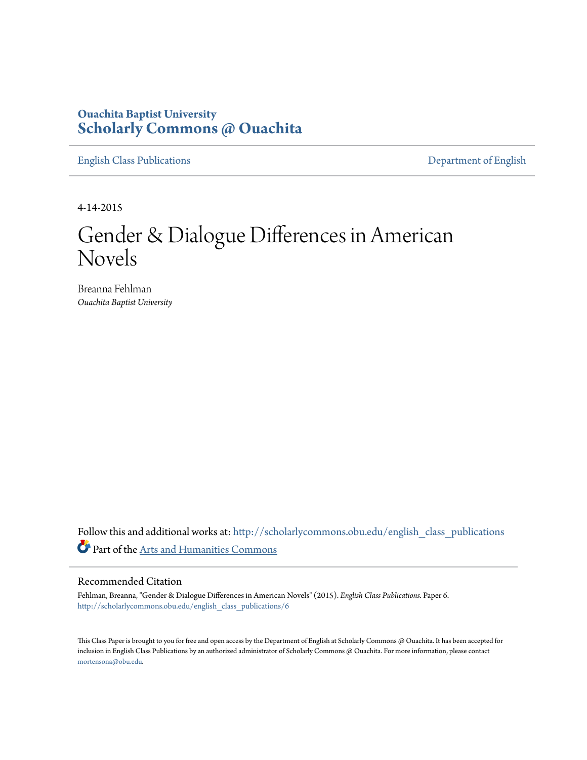**Ouachita Baptist University**
**Scholarly Commons @ Ouachita**

English Class Publications | Department of English

4-14-2015

# Gender & Dialogue Differences in American Novels

Breanna Fehlman
*Ouachita Baptist University*

Follow this and additional works at: http://scholarlycommons.obu.edu/english_class_publications

Part of the Arts and Humanities Commons

## Recommended Citation

Fehlman, Breanna, "Gender & Dialogue Differences in American Novels" (2015). *English Class Publications.* Paper 6.
http://scholarlycommons.obu.edu/english_class_publications/6

This Class Paper is brought to you for free and open access by the Department of English at Scholarly Commons @ Ouachita. It has been accepted for inclusion in English Class Publications by an authorized administrator of Scholarly Commons @ Ouachita. For more information, please contact mortensona@obu.edu.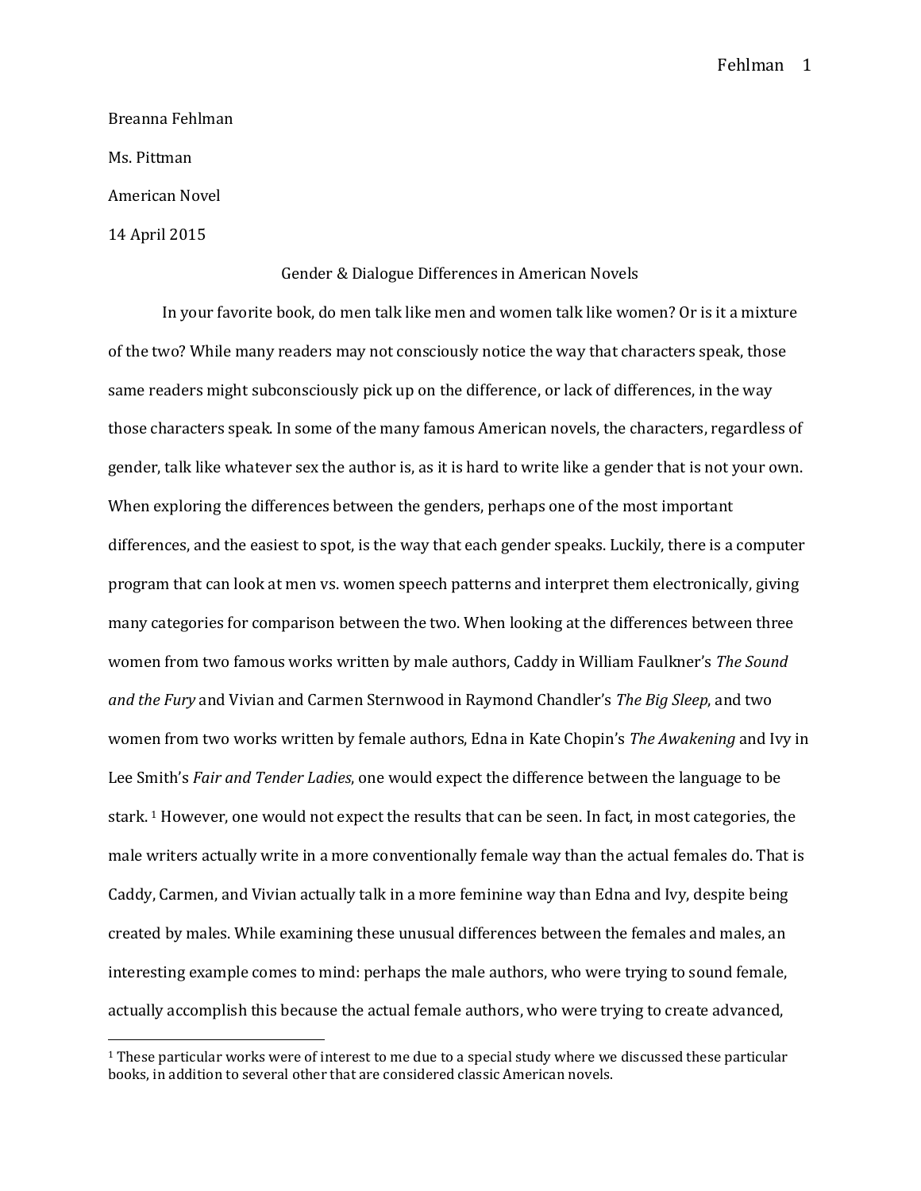Breanna Fehlman

Ms. Pittman

American Novel

14 April 2015

Gender & Dialogue Differences in American Novels

In your favorite book, do men talk like men and women talk like women? Or is it a mixture of the two? While many readers may not consciously notice the way that characters speak, those same readers might subconsciously pick up on the difference, or lack of differences, in the way those characters speak. In some of the many famous American novels, the characters, regardless of gender, talk like whatever sex the author is, as it is hard to write like a gender that is not your own. When exploring the differences between the genders, perhaps one of the most important differences, and the easiest to spot, is the way that each gender speaks. Luckily, there is a computer program that can look at men vs. women speech patterns and interpret them electronically, giving many categories for comparison between the two. When looking at the differences between three women from two famous works written by male authors, Caddy in William Faulkner's *The Sound and the Fury* and Vivian and Carmen Sternwood in Raymond Chandler's *The Big Sleep*, and two women from two works written by female authors, Edna in Kate Chopin's *The Awakening* and Ivy in Lee Smith's *Fair and Tender Ladies*, one would expect the difference between the language to be stark. [1] However, one would not expect the results that can be seen. In fact, in most categories, the male writers actually write in a more conventionally female way than the actual females do. That is Caddy, Carmen, and Vivian actually talk in a more feminine way than Edna and Ivy, despite being created by males. While examining these unusual differences between the females and males, an interesting example comes to mind: perhaps the male authors, who were trying to sound female, actually accomplish this because the actual female authors, who were trying to create advanced,

---

[1] These particular works were of interest to me due to a special study where we discussed these particular books, in addition to several other that are considered classic American novels.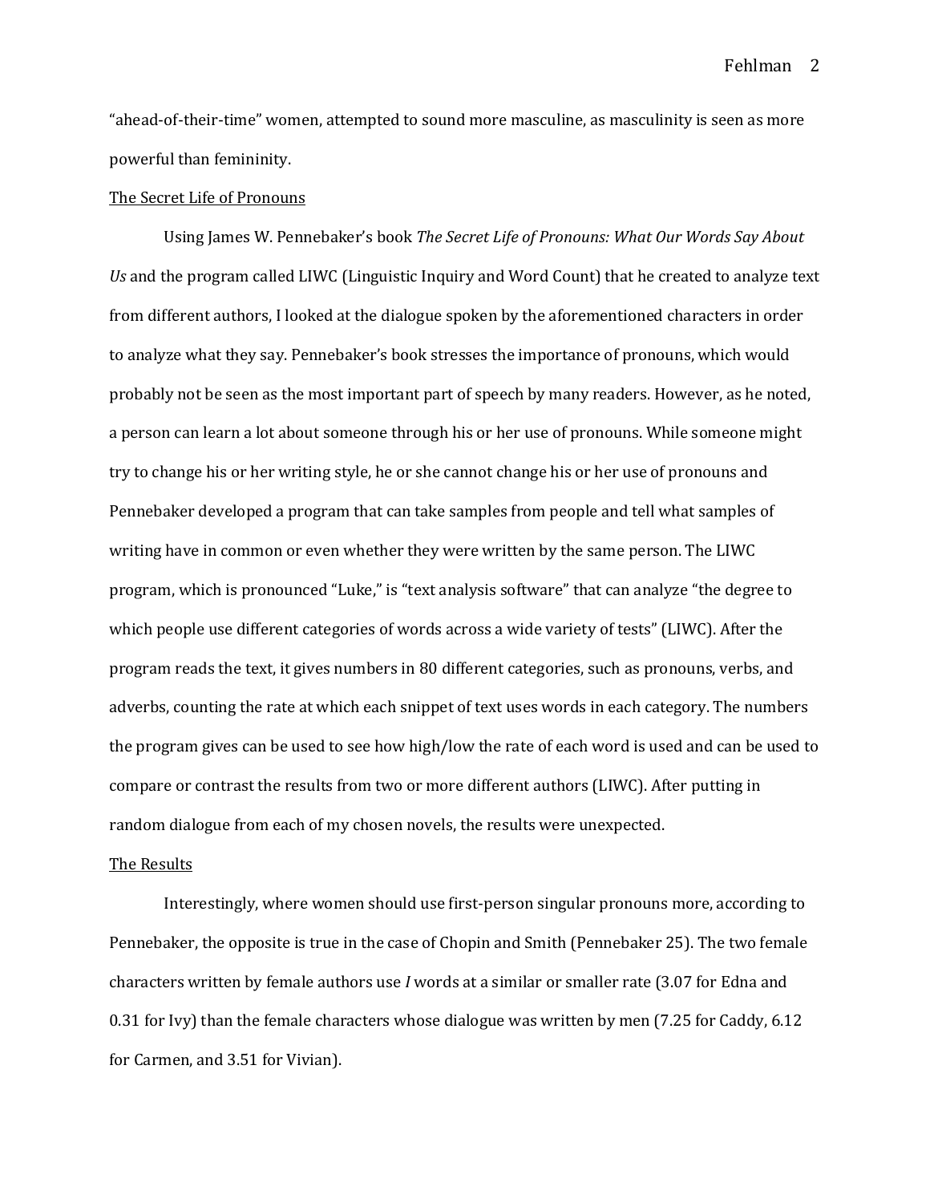"ahead-of-their-time" women, attempted to sound more masculine, as masculinity is seen as more powerful than femininity.

The Secret Life of Pronouns

Using James W. Pennebaker's book *The Secret Life of Pronouns: What Our Words Say About Us* and the program called LIWC (Linguistic Inquiry and Word Count) that he created to analyze text from different authors, I looked at the dialogue spoken by the aforementioned characters in order to analyze what they say. Pennebaker's book stresses the importance of pronouns, which would probably not be seen as the most important part of speech by many readers. However, as he noted, a person can learn a lot about someone through his or her use of pronouns. While someone might try to change his or her writing style, he or she cannot change his or her use of pronouns and Pennebaker developed a program that can take samples from people and tell what samples of writing have in common or even whether they were written by the same person. The LIWC program, which is pronounced "Luke," is "text analysis software" that can analyze "the degree to which people use different categories of words across a wide variety of tests" (LIWC). After the program reads the text, it gives numbers in 80 different categories, such as pronouns, verbs, and adverbs, counting the rate at which each snippet of text uses words in each category. The numbers the program gives can be used to see how high/low the rate of each word is used and can be used to compare or contrast the results from two or more different authors (LIWC). After putting in random dialogue from each of my chosen novels, the results were unexpected.

The Results

Interestingly, where women should use first-person singular pronouns more, according to Pennebaker, the opposite is true in the case of Chopin and Smith (Pennebaker 25). The two female characters written by female authors use *I* words at a similar or smaller rate (3.07 for Edna and 0.31 for Ivy) than the female characters whose dialogue was written by men (7.25 for Caddy, 6.12 for Carmen, and 3.51 for Vivian).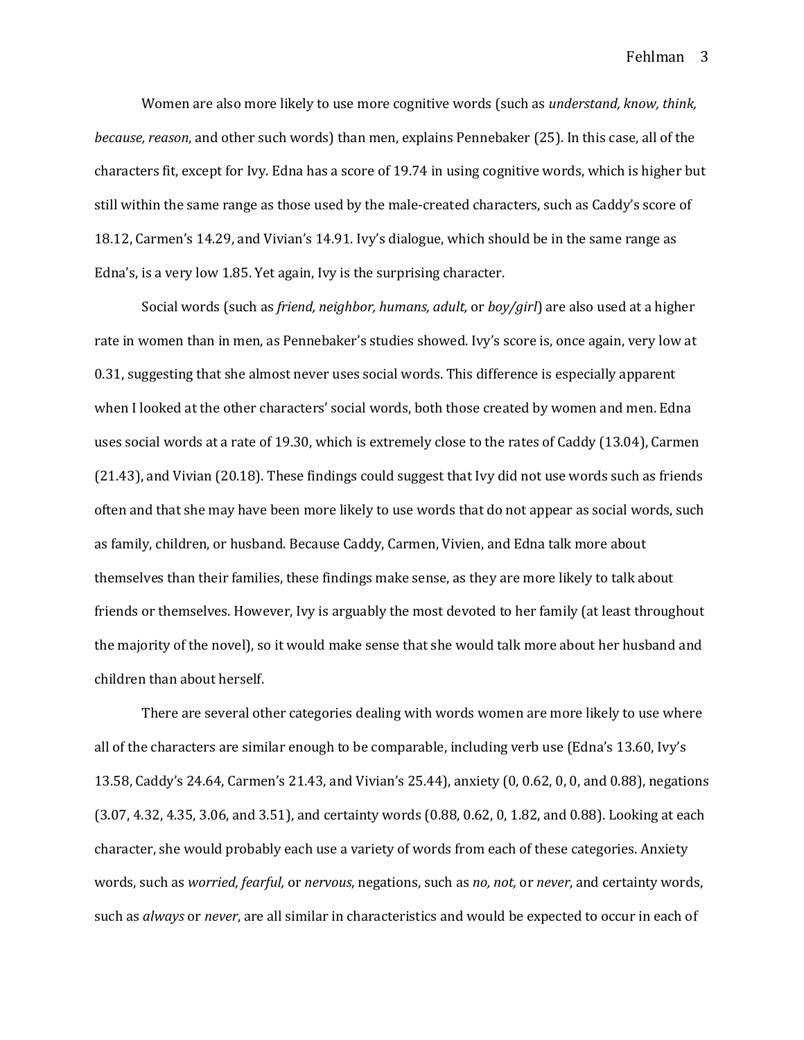Women are also more likely to use more cognitive words (such as *understand, know, think, because, reason*, and other such words) than men, explains Pennebaker (25). In this case, all of the characters fit, except for Ivy. Edna has a score of 19.74 in using cognitive words, which is higher but still within the same range as those used by the male-created characters, such as Caddy's score of 18.12, Carmen's 14.29, and Vivian's 14.91. Ivy's dialogue, which should be in the same range as Edna's, is a very low 1.85. Yet again, Ivy is the surprising character.

Social words (such as *friend, neighbor, humans, adult,* or *boy/girl*) are also used at a higher rate in women than in men, as Pennebaker's studies showed. Ivy's score is, once again, very low at 0.31, suggesting that she almost never uses social words. This difference is especially apparent when I looked at the other characters' social words, both those created by women and men. Edna uses social words at a rate of 19.30, which is extremely close to the rates of Caddy (13.04), Carmen (21.43), and Vivian (20.18). These findings could suggest that Ivy did not use words such as friends often and that she may have been more likely to use words that do not appear as social words, such as family, children, or husband. Because Caddy, Carmen, Vivien, and Edna talk more about themselves than their families, these findings make sense, as they are more likely to talk about friends or themselves. However, Ivy is arguably the most devoted to her family (at least throughout the majority of the novel), so it would make sense that she would talk more about her husband and children than about herself.

There are several other categories dealing with words women are more likely to use where all of the characters are similar enough to be comparable, including verb use (Edna's 13.60, Ivy's 13.58, Caddy's 24.64, Carmen's 21.43, and Vivian's 25.44), anxiety (0, 0.62, 0, 0, and 0.88), negations (3.07, 4.32, 4.35, 3.06, and 3.51), and certainty words (0.88, 0.62, 0, 1.82, and 0.88). Looking at each character, she would probably each use a variety of words from each of these categories. Anxiety words, such as *worried, fearful,* or *nervous*, negations, such as *no, not,* or *never*, and certainty words, such as *always* or *never*, are all similar in characteristics and would be expected to occur in each of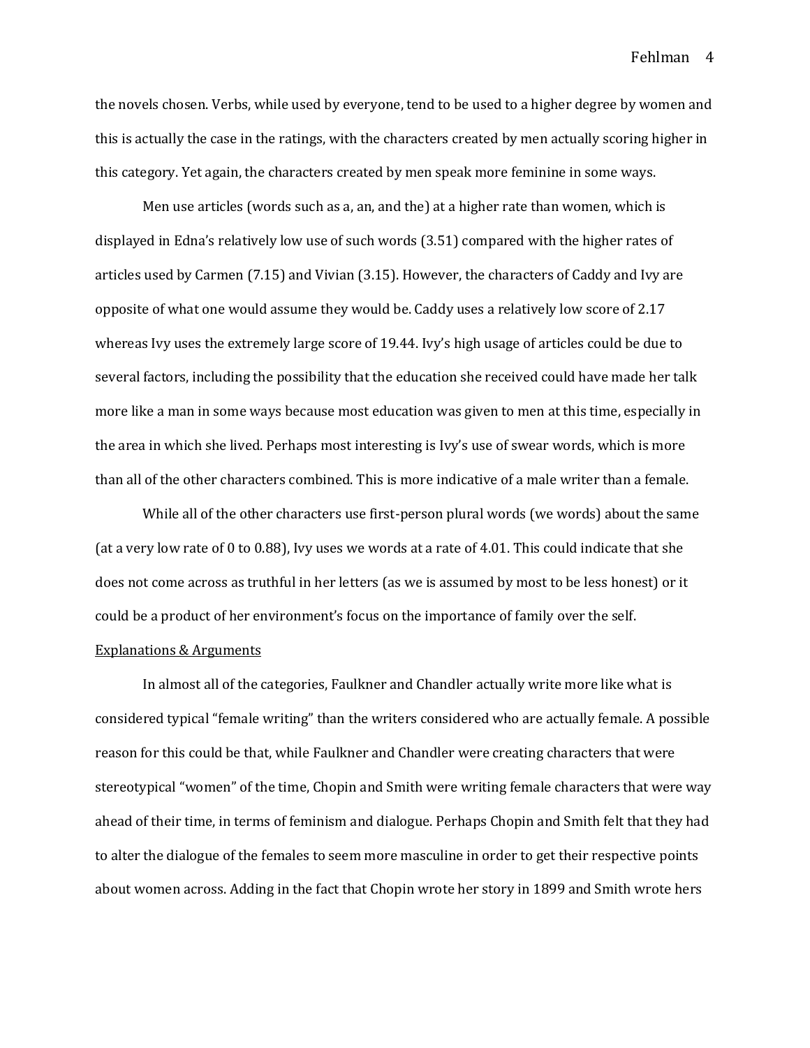the novels chosen. Verbs, while used by everyone, tend to be used to a higher degree by women and this is actually the case in the ratings, with the characters created by men actually scoring higher in this category. Yet again, the characters created by men speak more feminine in some ways.

Men use articles (words such as a, an, and the) at a higher rate than women, which is displayed in Edna's relatively low use of such words (3.51) compared with the higher rates of articles used by Carmen (7.15) and Vivian (3.15). However, the characters of Caddy and Ivy are opposite of what one would assume they would be. Caddy uses a relatively low score of 2.17 whereas Ivy uses the extremely large score of 19.44. Ivy's high usage of articles could be due to several factors, including the possibility that the education she received could have made her talk more like a man in some ways because most education was given to men at this time, especially in the area in which she lived. Perhaps most interesting is Ivy's use of swear words, which is more than all of the other characters combined. This is more indicative of a male writer than a female.

While all of the other characters use first-person plural words (we words) about the same (at a very low rate of 0 to 0.88), Ivy uses we words at a rate of 4.01. This could indicate that she does not come across as truthful in her letters (as we is assumed by most to be less honest) or it could be a product of her environment's focus on the importance of family over the self.

<u>Explanations & Arguments</u>

In almost all of the categories, Faulkner and Chandler actually write more like what is considered typical "female writing" than the writers considered who are actually female. A possible reason for this could be that, while Faulkner and Chandler were creating characters that were stereotypical "women" of the time, Chopin and Smith were writing female characters that were way ahead of their time, in terms of feminism and dialogue. Perhaps Chopin and Smith felt that they had to alter the dialogue of the females to seem more masculine in order to get their respective points about women across. Adding in the fact that Chopin wrote her story in 1899 and Smith wrote hers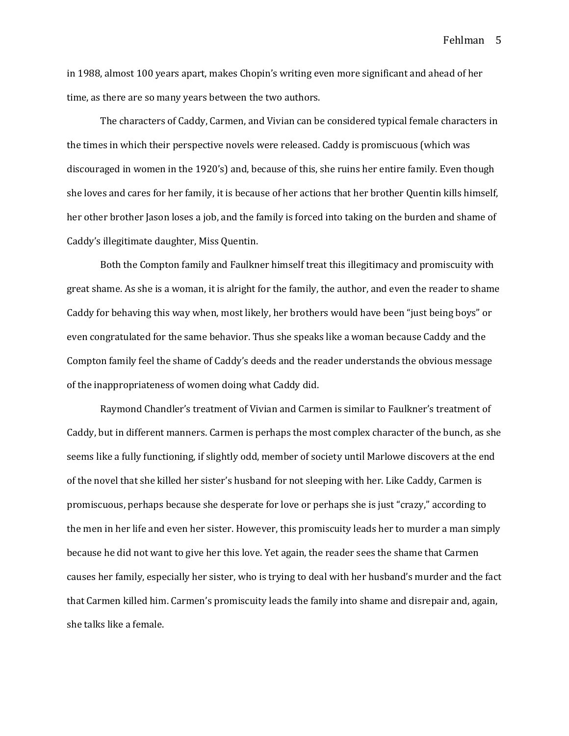in 1988, almost 100 years apart, makes Chopin's writing even more significant and ahead of her time, as there are so many years between the two authors.

The characters of Caddy, Carmen, and Vivian can be considered typical female characters in the times in which their perspective novels were released. Caddy is promiscuous (which was discouraged in women in the 1920's) and, because of this, she ruins her entire family. Even though she loves and cares for her family, it is because of her actions that her brother Quentin kills himself, her other brother Jason loses a job, and the family is forced into taking on the burden and shame of Caddy's illegitimate daughter, Miss Quentin.

Both the Compton family and Faulkner himself treat this illegitimacy and promiscuity with great shame. As she is a woman, it is alright for the family, the author, and even the reader to shame Caddy for behaving this way when, most likely, her brothers would have been "just being boys" or even congratulated for the same behavior. Thus she speaks like a woman because Caddy and the Compton family feel the shame of Caddy's deeds and the reader understands the obvious message of the inappropriateness of women doing what Caddy did.

Raymond Chandler's treatment of Vivian and Carmen is similar to Faulkner's treatment of Caddy, but in different manners. Carmen is perhaps the most complex character of the bunch, as she seems like a fully functioning, if slightly odd, member of society until Marlowe discovers at the end of the novel that she killed her sister's husband for not sleeping with her. Like Caddy, Carmen is promiscuous, perhaps because she desperate for love or perhaps she is just "crazy," according to the men in her life and even her sister. However, this promiscuity leads her to murder a man simply because he did not want to give her this love. Yet again, the reader sees the shame that Carmen causes her family, especially her sister, who is trying to deal with her husband's murder and the fact that Carmen killed him. Carmen's promiscuity leads the family into shame and disrepair and, again, she talks like a female.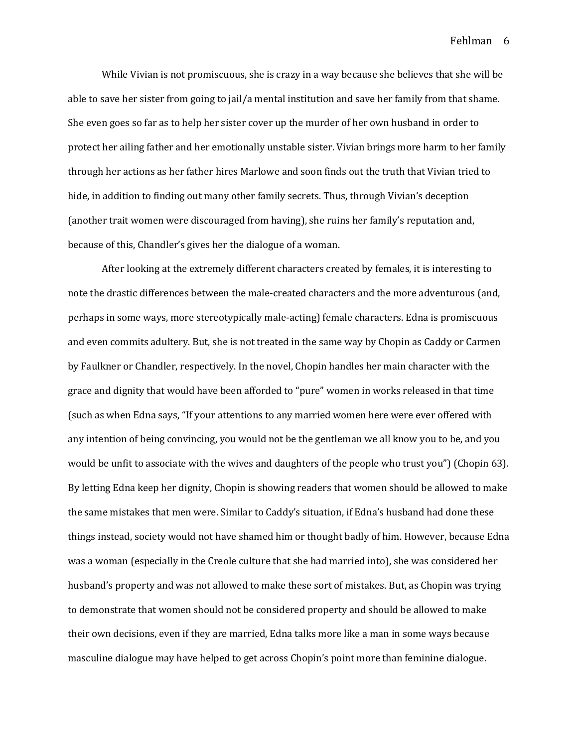While Vivian is not promiscuous, she is crazy in a way because she believes that she will be able to save her sister from going to jail/a mental institution and save her family from that shame. She even goes so far as to help her sister cover up the murder of her own husband in order to protect her ailing father and her emotionally unstable sister. Vivian brings more harm to her family through her actions as her father hires Marlowe and soon finds out the truth that Vivian tried to hide, in addition to finding out many other family secrets. Thus, through Vivian's deception (another trait women were discouraged from having), she ruins her family's reputation and, because of this, Chandler's gives her the dialogue of a woman.

After looking at the extremely different characters created by females, it is interesting to note the drastic differences between the male-created characters and the more adventurous (and, perhaps in some ways, more stereotypically male-acting) female characters. Edna is promiscuous and even commits adultery. But, she is not treated in the same way by Chopin as Caddy or Carmen by Faulkner or Chandler, respectively. In the novel, Chopin handles her main character with the grace and dignity that would have been afforded to "pure" women in works released in that time (such as when Edna says, "If your attentions to any married women here were ever offered with any intention of being convincing, you would not be the gentleman we all know you to be, and you would be unfit to associate with the wives and daughters of the people who trust you") (Chopin 63). By letting Edna keep her dignity, Chopin is showing readers that women should be allowed to make the same mistakes that men were. Similar to Caddy's situation, if Edna's husband had done these things instead, society would not have shamed him or thought badly of him. However, because Edna was a woman (especially in the Creole culture that she had married into), she was considered her husband's property and was not allowed to make these sort of mistakes. But, as Chopin was trying to demonstrate that women should not be considered property and should be allowed to make their own decisions, even if they are married, Edna talks more like a man in some ways because masculine dialogue may have helped to get across Chopin's point more than feminine dialogue.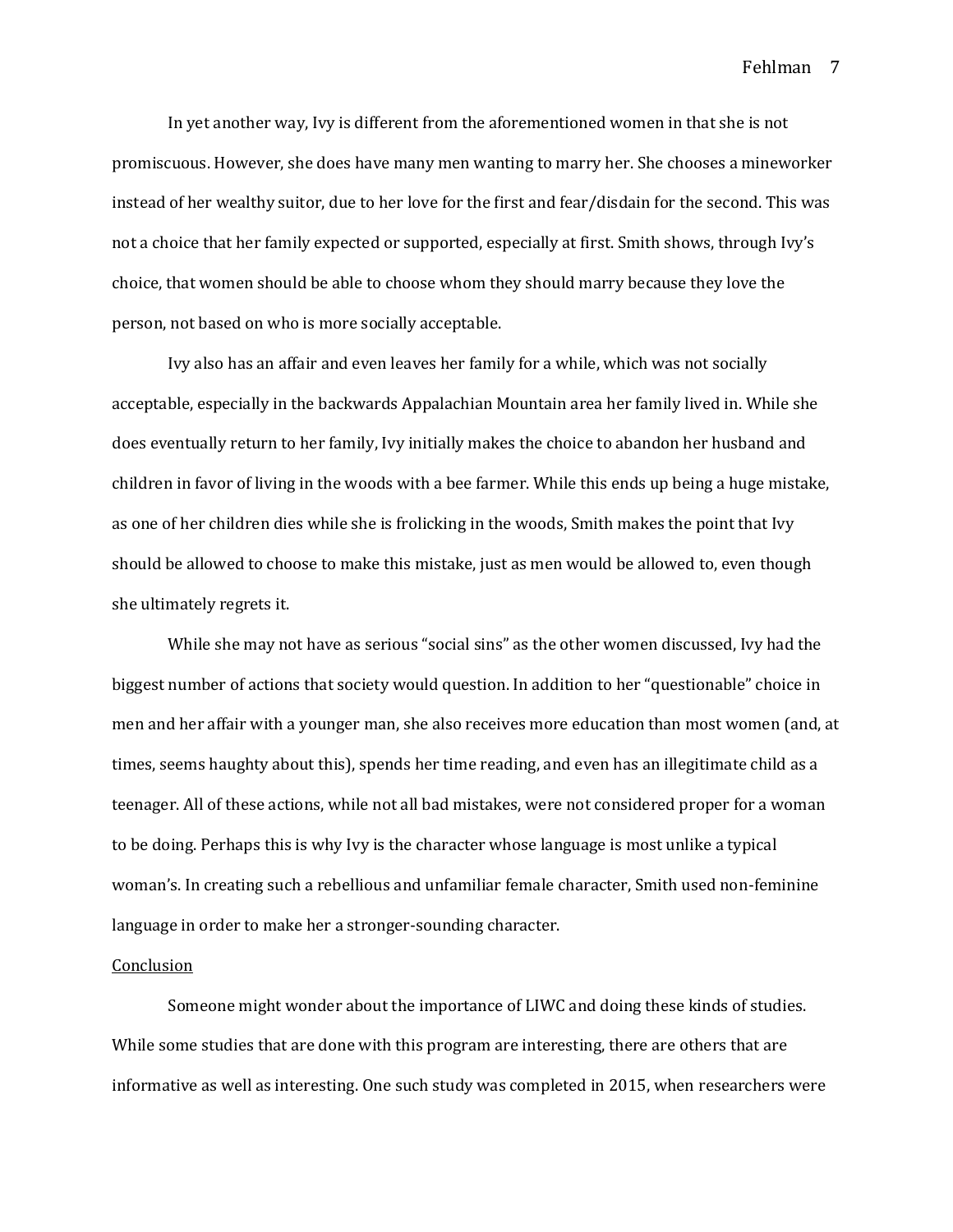In yet another way, Ivy is different from the aforementioned women in that she is not promiscuous. However, she does have many men wanting to marry her. She chooses a mineworker instead of her wealthy suitor, due to her love for the first and fear/disdain for the second. This was not a choice that her family expected or supported, especially at first. Smith shows, through Ivy's choice, that women should be able to choose whom they should marry because they love the person, not based on who is more socially acceptable.

Ivy also has an affair and even leaves her family for a while, which was not socially acceptable, especially in the backwards Appalachian Mountain area her family lived in. While she does eventually return to her family, Ivy initially makes the choice to abandon her husband and children in favor of living in the woods with a bee farmer. While this ends up being a huge mistake, as one of her children dies while she is frolicking in the woods, Smith makes the point that Ivy should be allowed to choose to make this mistake, just as men would be allowed to, even though she ultimately regrets it.

While she may not have as serious "social sins" as the other women discussed, Ivy had the biggest number of actions that society would question. In addition to her "questionable" choice in men and her affair with a younger man, she also receives more education than most women (and, at times, seems haughty about this), spends her time reading, and even has an illegitimate child as a teenager. All of these actions, while not all bad mistakes, were not considered proper for a woman to be doing. Perhaps this is why Ivy is the character whose language is most unlike a typical woman's. In creating such a rebellious and unfamiliar female character, Smith used non-feminine language in order to make her a stronger-sounding character.

## Conclusion

Someone might wonder about the importance of LIWC and doing these kinds of studies. While some studies that are done with this program are interesting, there are others that are informative as well as interesting. One such study was completed in 2015, when researchers were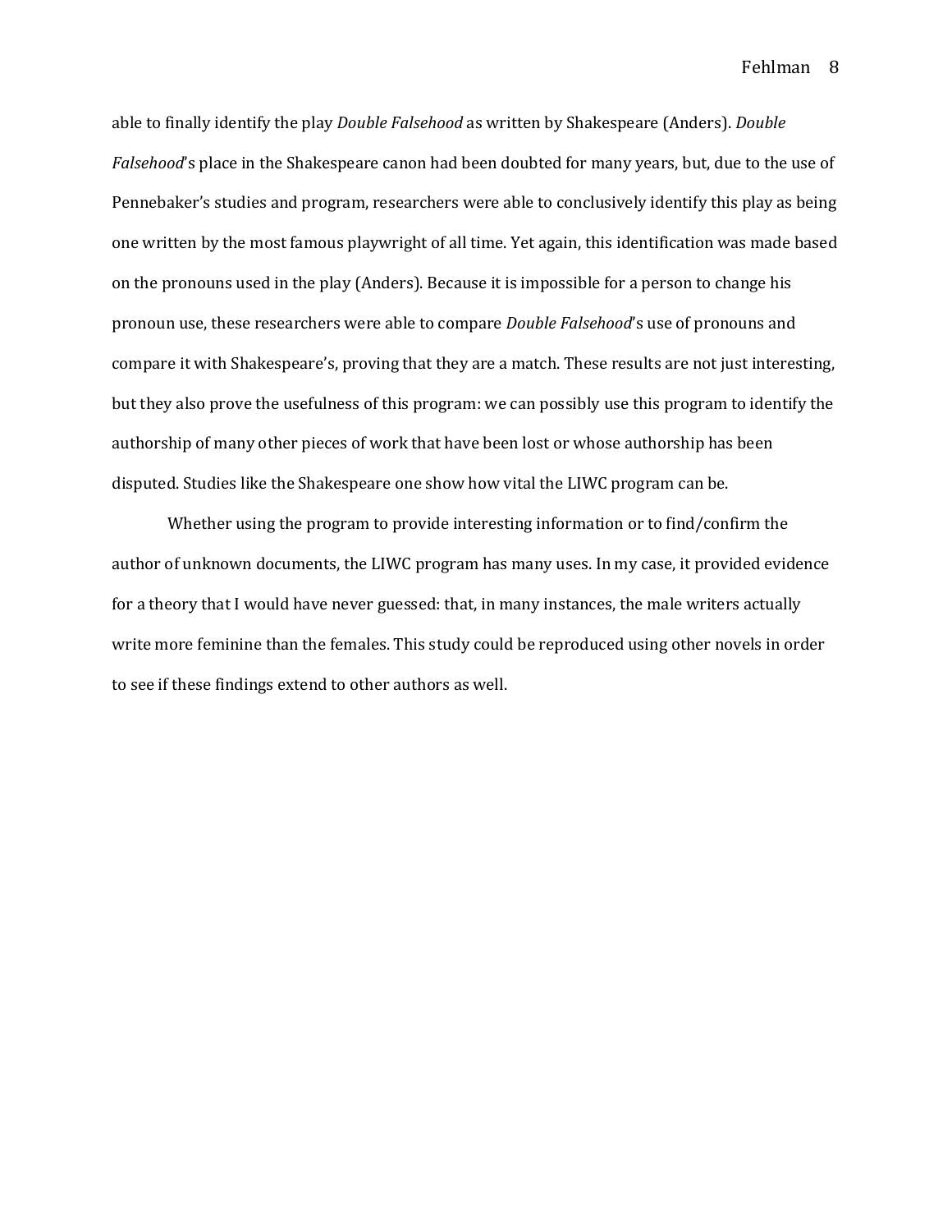able to finally identify the play *Double Falsehood* as written by Shakespeare (Anders). *Double Falsehood*'s place in the Shakespeare canon had been doubted for many years, but, due to the use of Pennebaker's studies and program, researchers were able to conclusively identify this play as being one written by the most famous playwright of all time. Yet again, this identification was made based on the pronouns used in the play (Anders). Because it is impossible for a person to change his pronoun use, these researchers were able to compare *Double Falsehood*'s use of pronouns and compare it with Shakespeare's, proving that they are a match. These results are not just interesting, but they also prove the usefulness of this program: we can possibly use this program to identify the authorship of many other pieces of work that have been lost or whose authorship has been disputed. Studies like the Shakespeare one show how vital the LIWC program can be.

Whether using the program to provide interesting information or to find/confirm the author of unknown documents, the LIWC program has many uses. In my case, it provided evidence for a theory that I would have never guessed: that, in many instances, the male writers actually write more feminine than the females. This study could be reproduced using other novels in order to see if these findings extend to other authors as well.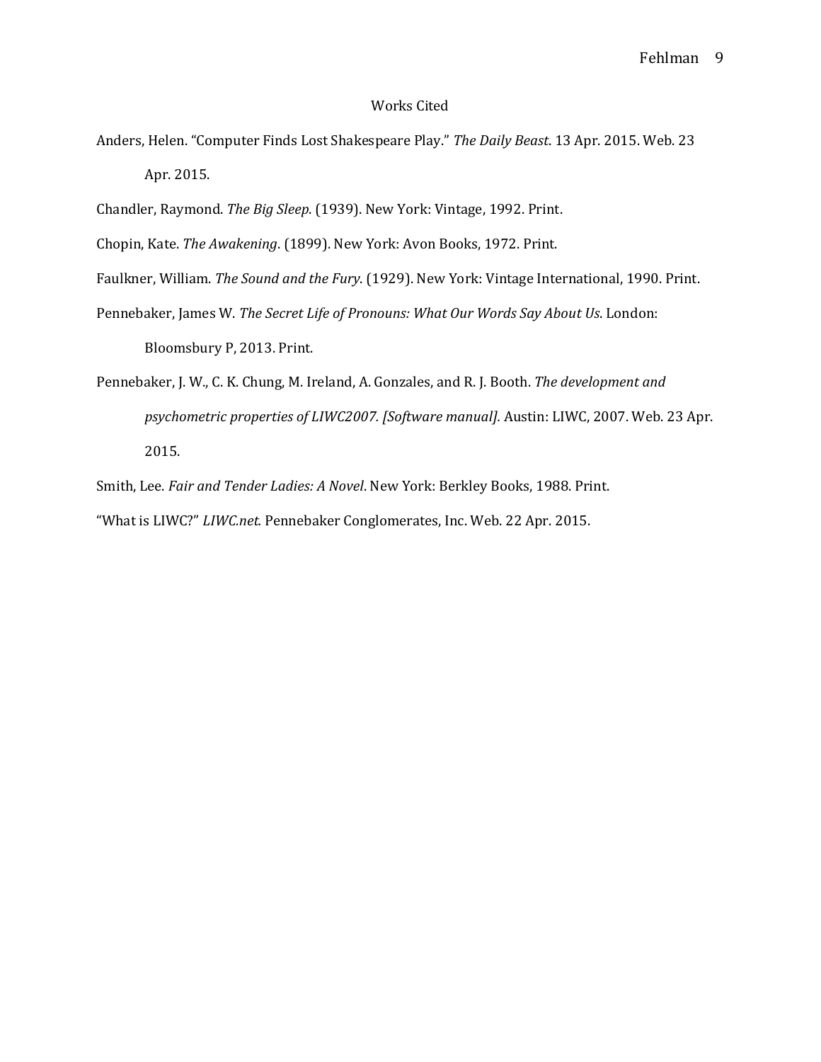# Works Cited

Anders, Helen. "Computer Finds Lost Shakespeare Play." *The Daily Beast*. 13 Apr. 2015. Web. 23 Apr. 2015.

Chandler, Raymond. *The Big Sleep*. (1939). New York: Vintage, 1992. Print.

Chopin, Kate. *The Awakening*. (1899). New York: Avon Books, 1972. Print.

Faulkner, William. *The Sound and the Fury*. (1929). New York: Vintage International, 1990. Print.

Pennebaker, James W. *The Secret Life of Pronouns: What Our Words Say About Us*. London: Bloomsbury P, 2013. Print.

Pennebaker, J. W., C. K. Chung, M. Ireland, A. Gonzales, and R. J. Booth. *The development and psychometric properties of LIWC2007. [Software manual].* Austin: LIWC, 2007. Web. 23 Apr. 2015.

Smith, Lee. *Fair and Tender Ladies: A Novel*. New York: Berkley Books, 1988. Print.

"What is LIWC?" *LIWC.net.* Pennebaker Conglomerates, Inc. Web. 22 Apr. 2015.